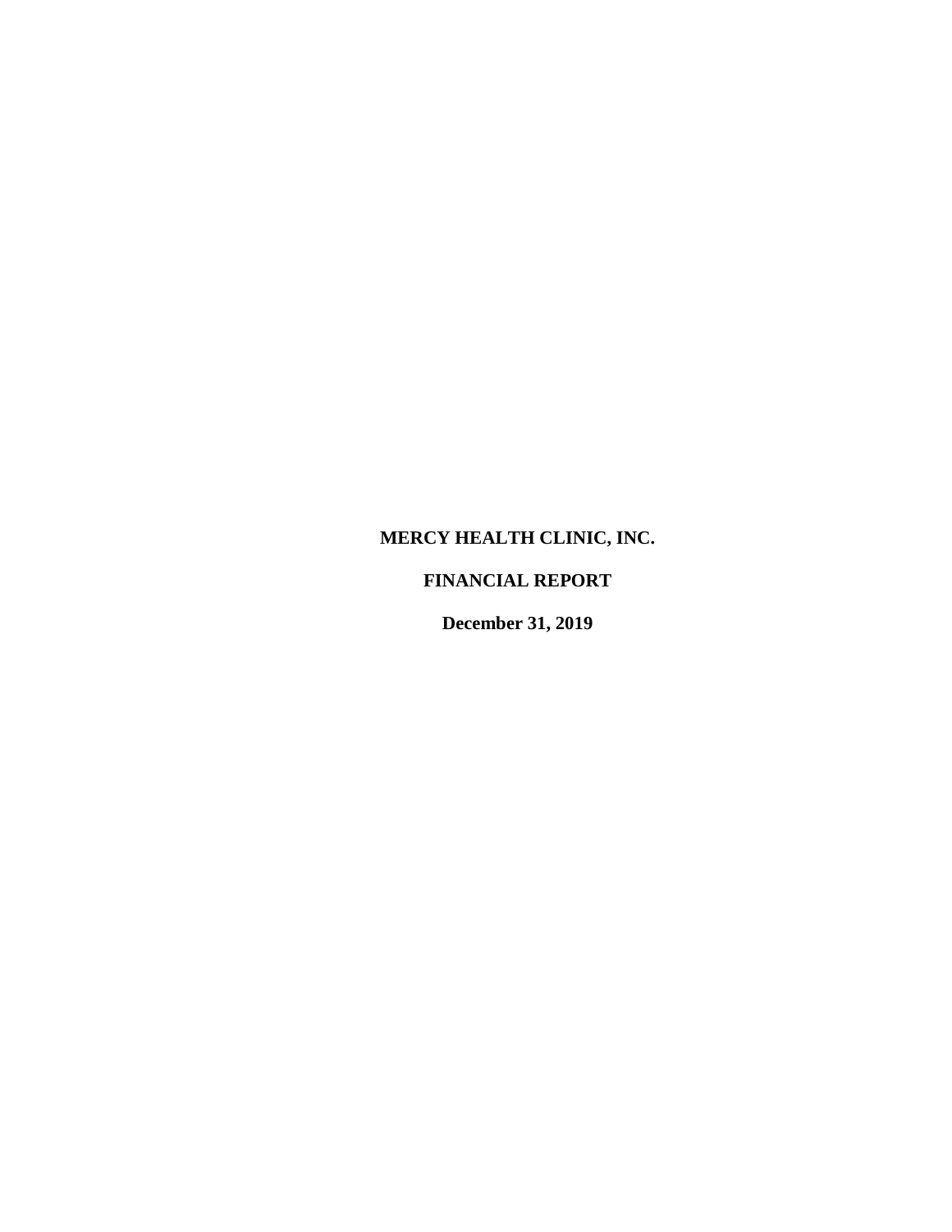# MERCY HEALTH CLINIC, INC.

## FINANCIAL REPORT

### December 31, 2019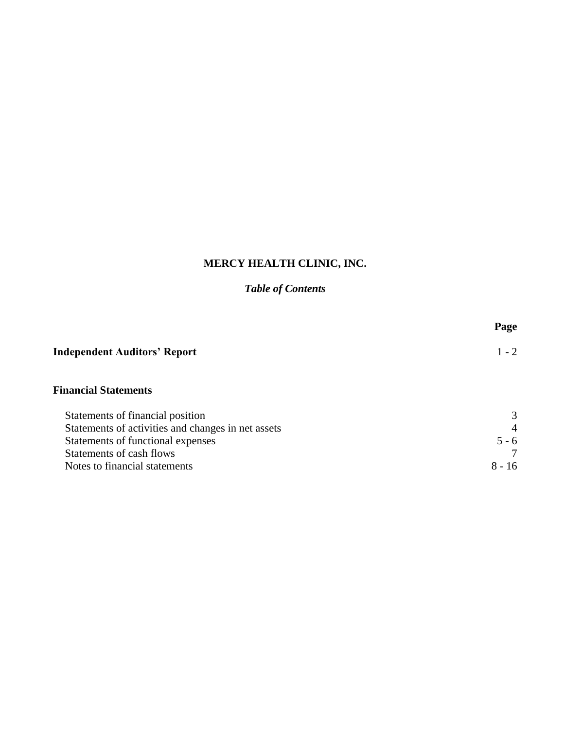# MERCY HEALTH CLINIC, INC.

## *Table of Contents*

| | Page |
|---|---|
| **Independent Auditors' Report** | 1 - 2 |
| **Financial Statements** | |
| Statements of financial position | 3 |
| Statements of activities and changes in net assets | 4 |
| Statements of functional expenses | 5 - 6 |
| Statements of cash flows | 7 |
| Notes to financial statements | 8 - 16 |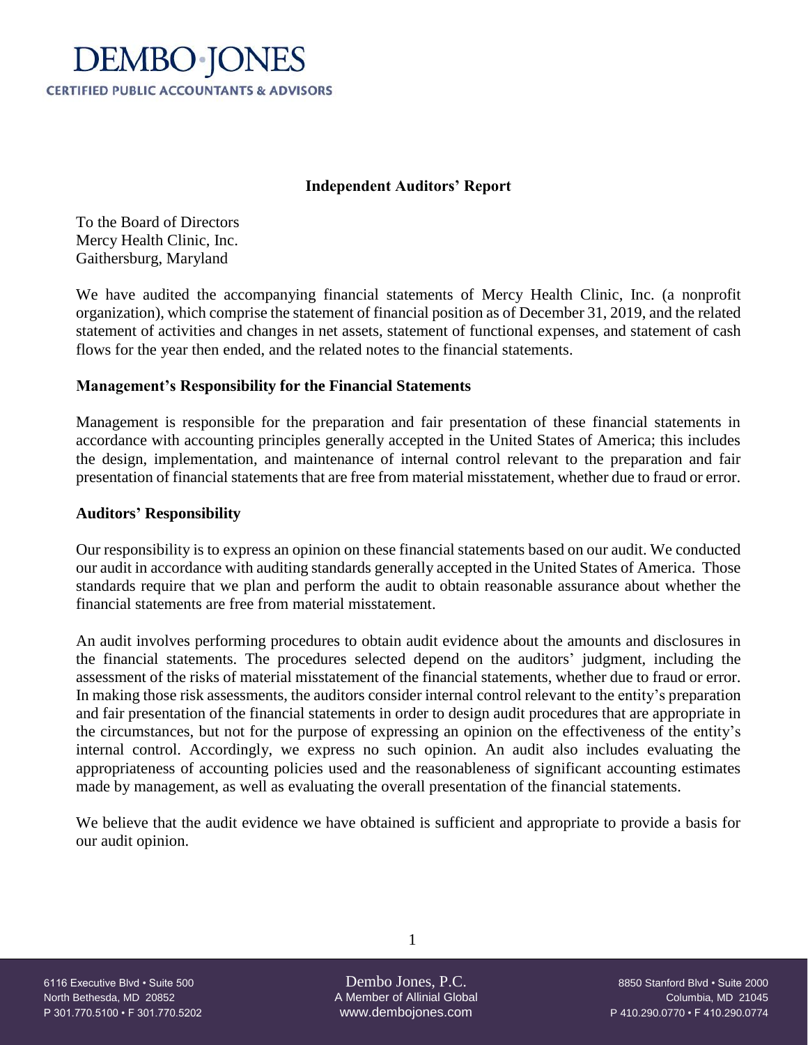# DEMBO·JONES

**CERTIFIED PUBLIC ACCOUNTANTS & ADVISORS**

## Independent Auditors' Report

To the Board of Directors
Mercy Health Clinic, Inc.
Gaithersburg, Maryland

We have audited the accompanying financial statements of Mercy Health Clinic, Inc. (a nonprofit organization), which comprise the statement of financial position as of December 31, 2019, and the related statement of activities and changes in net assets, statement of functional expenses, and statement of cash flows for the year then ended, and the related notes to the financial statements.

### Management's Responsibility for the Financial Statements

Management is responsible for the preparation and fair presentation of these financial statements in accordance with accounting principles generally accepted in the United States of America; this includes the design, implementation, and maintenance of internal control relevant to the preparation and fair presentation of financial statements that are free from material misstatement, whether due to fraud or error.

### Auditors' Responsibility

Our responsibility is to express an opinion on these financial statements based on our audit. We conducted our audit in accordance with auditing standards generally accepted in the United States of America. Those standards require that we plan and perform the audit to obtain reasonable assurance about whether the financial statements are free from material misstatement.

An audit involves performing procedures to obtain audit evidence about the amounts and disclosures in the financial statements. The procedures selected depend on the auditors' judgment, including the assessment of the risks of material misstatement of the financial statements, whether due to fraud or error. In making those risk assessments, the auditors consider internal control relevant to the entity's preparation and fair presentation of the financial statements in order to design audit procedures that are appropriate in the circumstances, but not for the purpose of expressing an opinion on the effectiveness of the entity's internal control. Accordingly, we express no such opinion. An audit also includes evaluating the appropriateness of accounting policies used and the reasonableness of significant accounting estimates made by management, as well as evaluating the overall presentation of the financial statements.

We believe that the audit evidence we have obtained is sufficient and appropriate to provide a basis for our audit opinion.

6116 Executive Blvd • Suite 500
North Bethesda, MD 20852
P 301.770.5100 • F 301.770.5202

Dembo Jones, P.C.
A Member of Allinial Global
www.dembojones.com

8850 Stanford Blvd • Suite 2000
Columbia, MD 21045
P 410.290.0770 • F 410.290.0774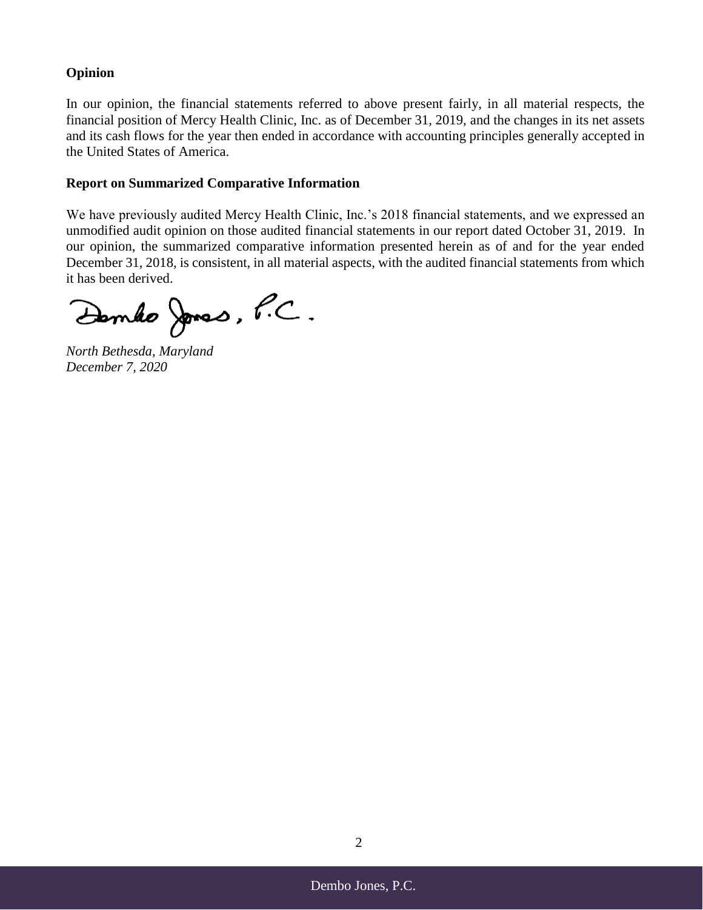**Opinion**

In our opinion, the financial statements referred to above present fairly, in all material respects, the financial position of Mercy Health Clinic, Inc. as of December 31, 2019, and the changes in its net assets and its cash flows for the year then ended in accordance with accounting principles generally accepted in the United States of America.

**Report on Summarized Comparative Information**

We have previously audited Mercy Health Clinic, Inc.'s 2018 financial statements, and we expressed an unmodified audit opinion on those audited financial statements in our report dated October 31, 2019. In our opinion, the summarized comparative information presented herein as of and for the year ended December 31, 2018, is consistent, in all material aspects, with the audited financial statements from which it has been derived.

Dembo Jones, P.C.

*North Bethesda, Maryland*
*December 7, 2020*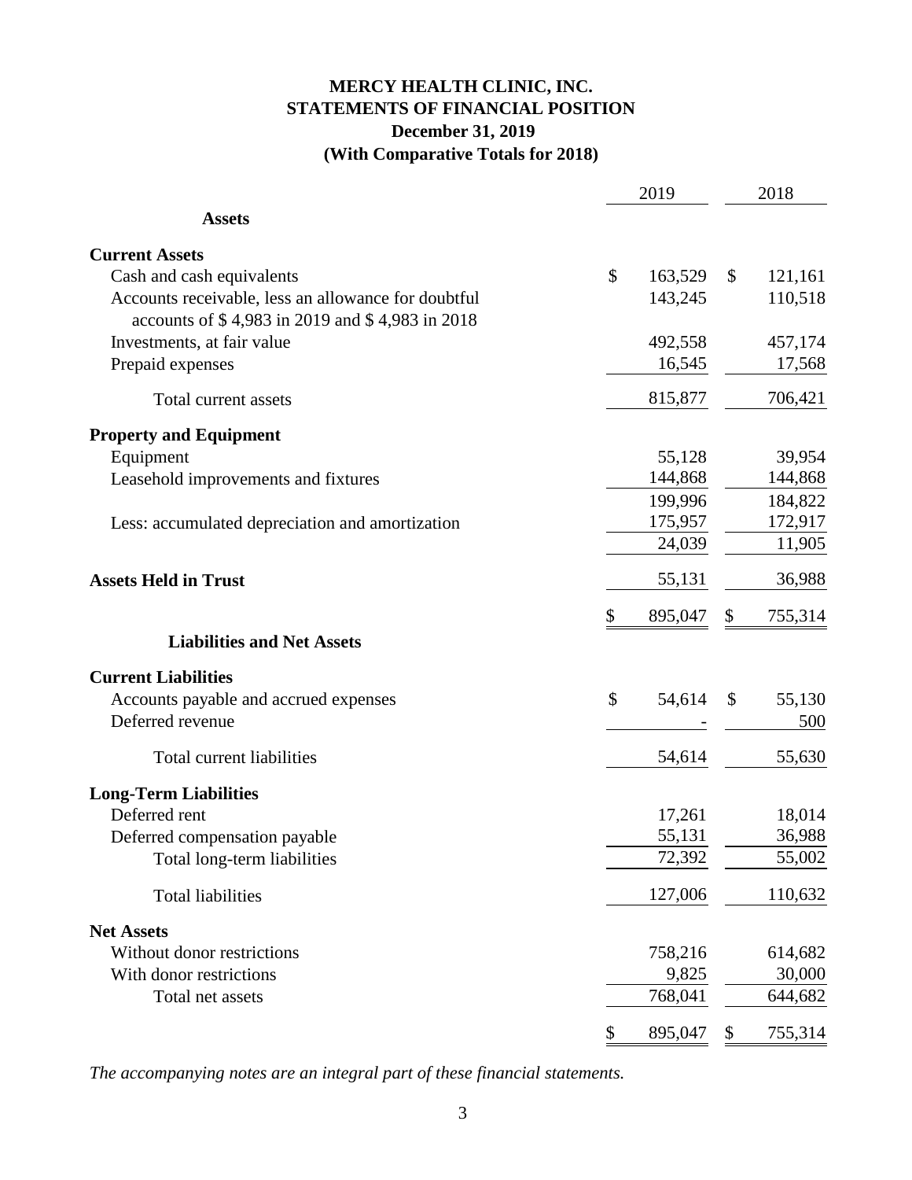# MERCY HEALTH CLINIC, INC.
## STATEMENTS OF FINANCIAL POSITION
### December 31, 2019
### (With Comparative Totals for 2018)

| | 2019 | 2018 |
|---|---|---|
| **Assets** | | |
| **Current Assets** | | |
| Cash and cash equivalents | $ 163,529 | $ 121,161 |
| Accounts receivable, less an allowance for doubtful accounts of $ 4,983 in 2019 and $ 4,983 in 2018 | 143,245 | 110,518 |
| Investments, at fair value | 492,558 | 457,174 |
| Prepaid expenses | 16,545 | 17,568 |
| Total current assets | 815,877 | 706,421 |
| **Property and Equipment** | | |
| Equipment | 55,128 | 39,954 |
| Leasehold improvements and fixtures | 144,868 | 144,868 |
| | 199,996 | 184,822 |
| Less: accumulated depreciation and amortization | 175,957 | 172,917 |
| | 24,039 | 11,905 |
| **Assets Held in Trust** | 55,131 | 36,988 |
| | $ 895,047 | $ 755,314 |
| **Liabilities and Net Assets** | | |
| **Current Liabilities** | | |
| Accounts payable and accrued expenses | $ 54,614 | $ 55,130 |
| Deferred revenue | - | 500 |
| Total current liabilities | 54,614 | 55,630 |
| **Long-Term Liabilities** | | |
| Deferred rent | 17,261 | 18,014 |
| Deferred compensation payable | 55,131 | 36,988 |
| Total long-term liabilities | 72,392 | 55,002 |
| Total liabilities | 127,006 | 110,632 |
| **Net Assets** | | |
| Without donor restrictions | 758,216 | 614,682 |
| With donor restrictions | 9,825 | 30,000 |
| Total net assets | 768,041 | 644,682 |
| | $ 895,047 | $ 755,314 |

*The accompanying notes are an integral part of these financial statements.*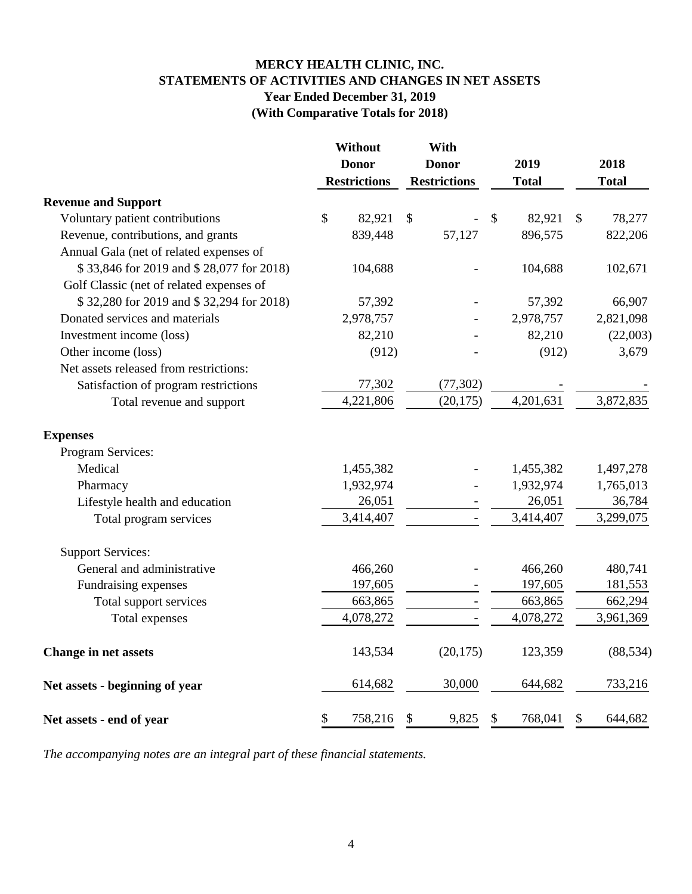# MERCY HEALTH CLINIC, INC.
## STATEMENTS OF ACTIVITIES AND CHANGES IN NET ASSETS
### Year Ended December 31, 2019
### (With Comparative Totals for 2018)

| | Without Donor Restrictions | With Donor Restrictions | 2019 Total | 2018 Total |
|---|---|---|---|---|
| **Revenue and Support** | | | | |
| Voluntary patient contributions | $ 82,921 | $ - | $ 82,921 | $ 78,277 |
| Revenue, contributions, and grants | 839,448 | 57,127 | 896,575 | 822,206 |
| Annual Gala (net of related expenses of $ 33,846 for 2019 and $ 28,077 for 2018) | 104,688 | - | 104,688 | 102,671 |
| Golf Classic (net of related expenses of $ 32,280 for 2019 and $ 32,294 for 2018) | 57,392 | - | 57,392 | 66,907 |
| Donated services and materials | 2,978,757 | - | 2,978,757 | 2,821,098 |
| Investment income (loss) | 82,210 | - | 82,210 | (22,003) |
| Other income (loss) | (912) | - | (912) | 3,679 |
| Net assets released from restrictions: | | | | |
| Satisfaction of program restrictions | 77,302 | (77,302) | - | - |
| Total revenue and support | 4,221,806 | (20,175) | 4,201,631 | 3,872,835 |
| **Expenses** | | | | |
| Program Services: | | | | |
| Medical | 1,455,382 | - | 1,455,382 | 1,497,278 |
| Pharmacy | 1,932,974 | - | 1,932,974 | 1,765,013 |
| Lifestyle health and education | 26,051 | - | 26,051 | 36,784 |
| Total program services | 3,414,407 | - | 3,414,407 | 3,299,075 |
| Support Services: | | | | |
| General and administrative | 466,260 | - | 466,260 | 480,741 |
| Fundraising expenses | 197,605 | - | 197,605 | 181,553 |
| Total support services | 663,865 | - | 663,865 | 662,294 |
| Total expenses | 4,078,272 | - | 4,078,272 | 3,961,369 |
| **Change in net assets** | 143,534 | (20,175) | 123,359 | (88,534) |
| **Net assets - beginning of year** | 614,682 | 30,000 | 644,682 | 733,216 |
| **Net assets - end of year** | $ 758,216 | $ 9,825 | $ 768,041 | $ 644,682 |

*The accompanying notes are an integral part of these financial statements.*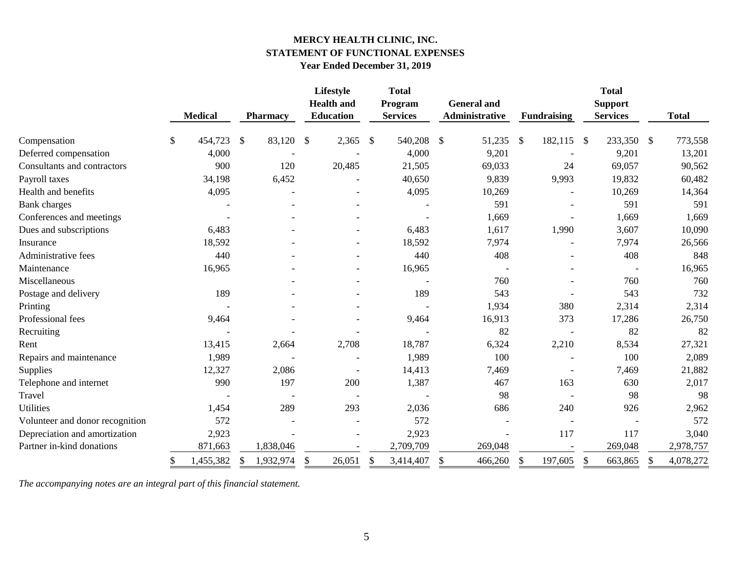# MERCY HEALTH CLINIC, INC.
## STATEMENT OF FUNCTIONAL EXPENSES
### Year Ended December 31, 2019

| | Medical | Pharmacy | Lifestyle Health and Education | Total Program Services | General and Administrative | Fundraising | Total Support Services | Total |
|---|---|---|---|---|---|---|---|---|
| Compensation | $ 454,723 | $ 83,120 | $ 2,365 | $ 540,208 | $ 51,235 | $ 182,115 | $ 233,350 | $ 773,558 |
| Deferred compensation | 4,000 | - | - | 4,000 | 9,201 | - | 9,201 | 13,201 |
| Consultants and contractors | 900 | 120 | 20,485 | 21,505 | 69,033 | 24 | 69,057 | 90,562 |
| Payroll taxes | 34,198 | 6,452 | - | 40,650 | 9,839 | 9,993 | 19,832 | 60,482 |
| Health and benefits | 4,095 | - | - | 4,095 | 10,269 | - | 10,269 | 14,364 |
| Bank charges | - | - | - | - | 591 | - | 591 | 591 |
| Conferences and meetings | - | - | - | - | 1,669 | - | 1,669 | 1,669 |
| Dues and subscriptions | 6,483 | - | - | 6,483 | 1,617 | 1,990 | 3,607 | 10,090 |
| Insurance | 18,592 | - | - | 18,592 | 7,974 | - | 7,974 | 26,566 |
| Administrative fees | 440 | - | - | 440 | 408 | - | 408 | 848 |
| Maintenance | 16,965 | - | - | 16,965 | - | - | - | 16,965 |
| Miscellaneous | | - | - | - | 760 | - | 760 | 760 |
| Postage and delivery | 189 | - | - | 189 | 543 | - | 543 | 732 |
| Printing | - | - | - | - | 1,934 | 380 | 2,314 | 2,314 |
| Professional fees | 9,464 | - | - | 9,464 | 16,913 | 373 | 17,286 | 26,750 |
| Recruiting | - | - | - | - | 82 | - | 82 | 82 |
| Rent | 13,415 | 2,664 | 2,708 | 18,787 | 6,324 | 2,210 | 8,534 | 27,321 |
| Repairs and maintenance | 1,989 | - | - | 1,989 | 100 | - | 100 | 2,089 |
| Supplies | 12,327 | 2,086 | - | 14,413 | 7,469 | - | 7,469 | 21,882 |
| Telephone and internet | 990 | 197 | 200 | 1,387 | 467 | 163 | 630 | 2,017 |
| Travel | - | - | - | - | 98 | - | 98 | 98 |
| Utilities | 1,454 | 289 | 293 | 2,036 | 686 | 240 | 926 | 2,962 |
| Volunteer and donor recognition | 572 | - | - | 572 | - | - | - | 572 |
| Depreciation and amortization | 2,923 | - | - | 2,923 | - | 117 | 117 | 3,040 |
| Partner in-kind donations | 871,663 | 1,838,046 | - | 2,709,709 | 269,048 | - | 269,048 | 2,978,757 |
| | $ 1,455,382 | $ 1,932,974 | $ 26,051 | $ 3,414,407 | $ 466,260 | $ 197,605 | $ 663,865 | $ 4,078,272 |

*The accompanying notes are an integral part of this financial statement.*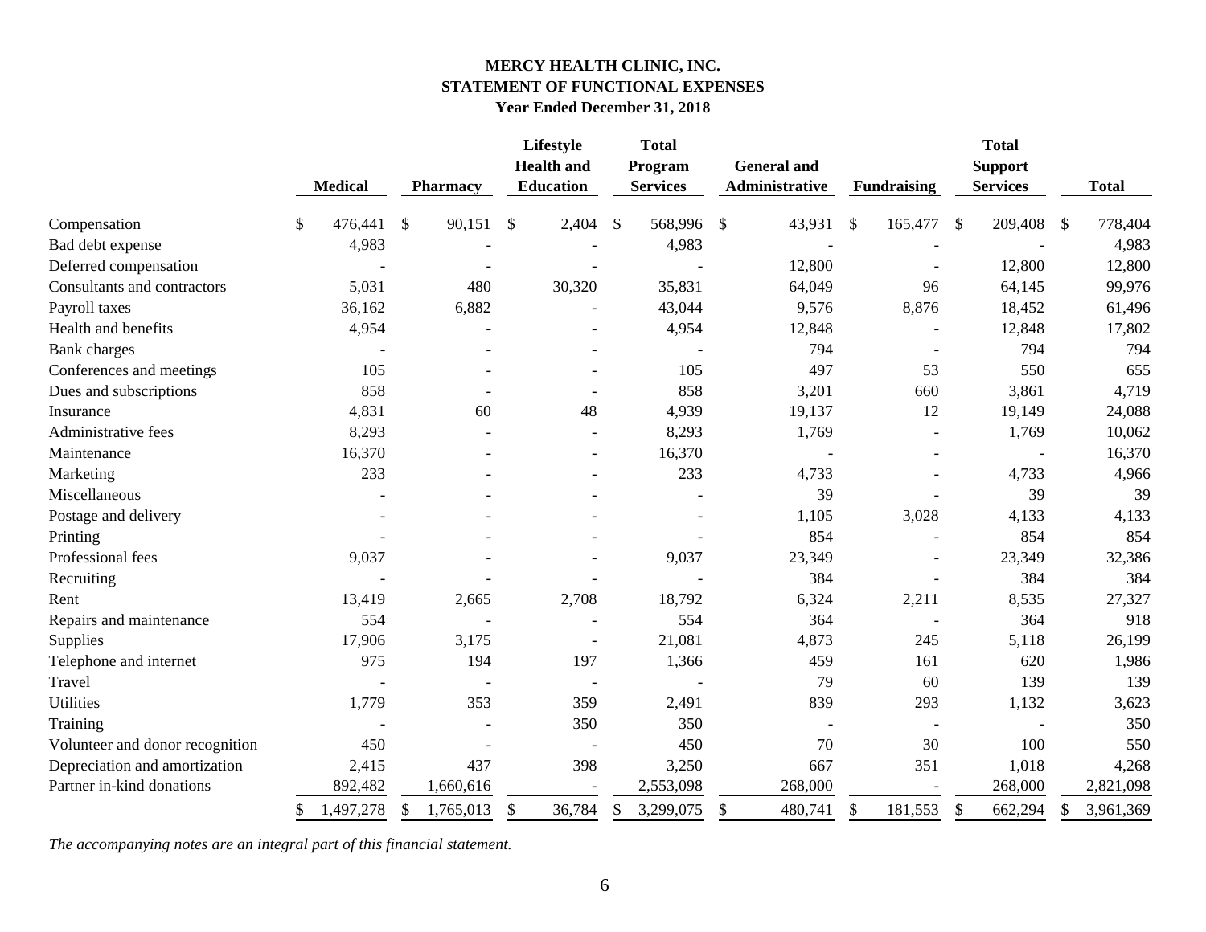# MERCY HEALTH CLINIC, INC.
## STATEMENT OF FUNCTIONAL EXPENSES
### Year Ended December 31, 2018

| | Medical | Pharmacy | Lifestyle Health and Education | Total Program Services | General and Administrative | Fundraising | Total Support Services | Total |
|---|---|---|---|---|---|---|---|---|
| Compensation | $ 476,441 | $ 90,151 | $ 2,404 | $ 568,996 | $ 43,931 | $ 165,477 | $ 209,408 | $ 778,404 |
| Bad debt expense | 4,983 | - | - | 4,983 | - | - | - | 4,983 |
| Deferred compensation | - | - | - | - | 12,800 | - | 12,800 | 12,800 |
| Consultants and contractors | 5,031 | 480 | 30,320 | 35,831 | 64,049 | 96 | 64,145 | 99,976 |
| Payroll taxes | 36,162 | 6,882 | - | 43,044 | 9,576 | 8,876 | 18,452 | 61,496 |
| Health and benefits | 4,954 | - | - | 4,954 | 12,848 | - | 12,848 | 17,802 |
| Bank charges | - | - | - | - | 794 | - | 794 | 794 |
| Conferences and meetings | 105 | - | - | 105 | 497 | 53 | 550 | 655 |
| Dues and subscriptions | 858 | - | - | 858 | 3,201 | 660 | 3,861 | 4,719 |
| Insurance | 4,831 | 60 | 48 | 4,939 | 19,137 | 12 | 19,149 | 24,088 |
| Administrative fees | 8,293 | - | - | 8,293 | 1,769 | - | 1,769 | 10,062 |
| Maintenance | 16,370 | - | - | 16,370 | - | - | - | 16,370 |
| Marketing | 233 | - | - | 233 | 4,733 | - | 4,733 | 4,966 |
| Miscellaneous | - | - | - | - | 39 | - | 39 | 39 |
| Postage and delivery | - | - | - | - | 1,105 | 3,028 | 4,133 | 4,133 |
| Printing | - | - | - | - | 854 | - | 854 | 854 |
| Professional fees | 9,037 | - | - | 9,037 | 23,349 | - | 23,349 | 32,386 |
| Recruiting | - | - | - | - | 384 | - | 384 | 384 |
| Rent | 13,419 | 2,665 | 2,708 | 18,792 | 6,324 | 2,211 | 8,535 | 27,327 |
| Repairs and maintenance | 554 | - | - | 554 | 364 | - | 364 | 918 |
| Supplies | 17,906 | 3,175 | - | 21,081 | 4,873 | 245 | 5,118 | 26,199 |
| Telephone and internet | 975 | 194 | 197 | 1,366 | 459 | 161 | 620 | 1,986 |
| Travel | - | - | - | - | 79 | 60 | 139 | 139 |
| Utilities | 1,779 | 353 | 359 | 2,491 | 839 | 293 | 1,132 | 3,623 |
| Training | - | - | 350 | 350 | - | - | - | 350 |
| Volunteer and donor recognition | 450 | - | - | 450 | 70 | 30 | 100 | 550 |
| Depreciation and amortization | 2,415 | 437 | 398 | 3,250 | 667 | 351 | 1,018 | 4,268 |
| Partner in-kind donations | 892,482 | 1,660,616 | - | 2,553,098 | 268,000 | - | 268,000 | 2,821,098 |
| | $ 1,497,278 | $ 1,765,013 | $ 36,784 | $ 3,299,075 | $ 480,741 | $ 181,553 | $ 662,294 | $ 3,961,369 |

*The accompanying notes are an integral part of this financial statement.*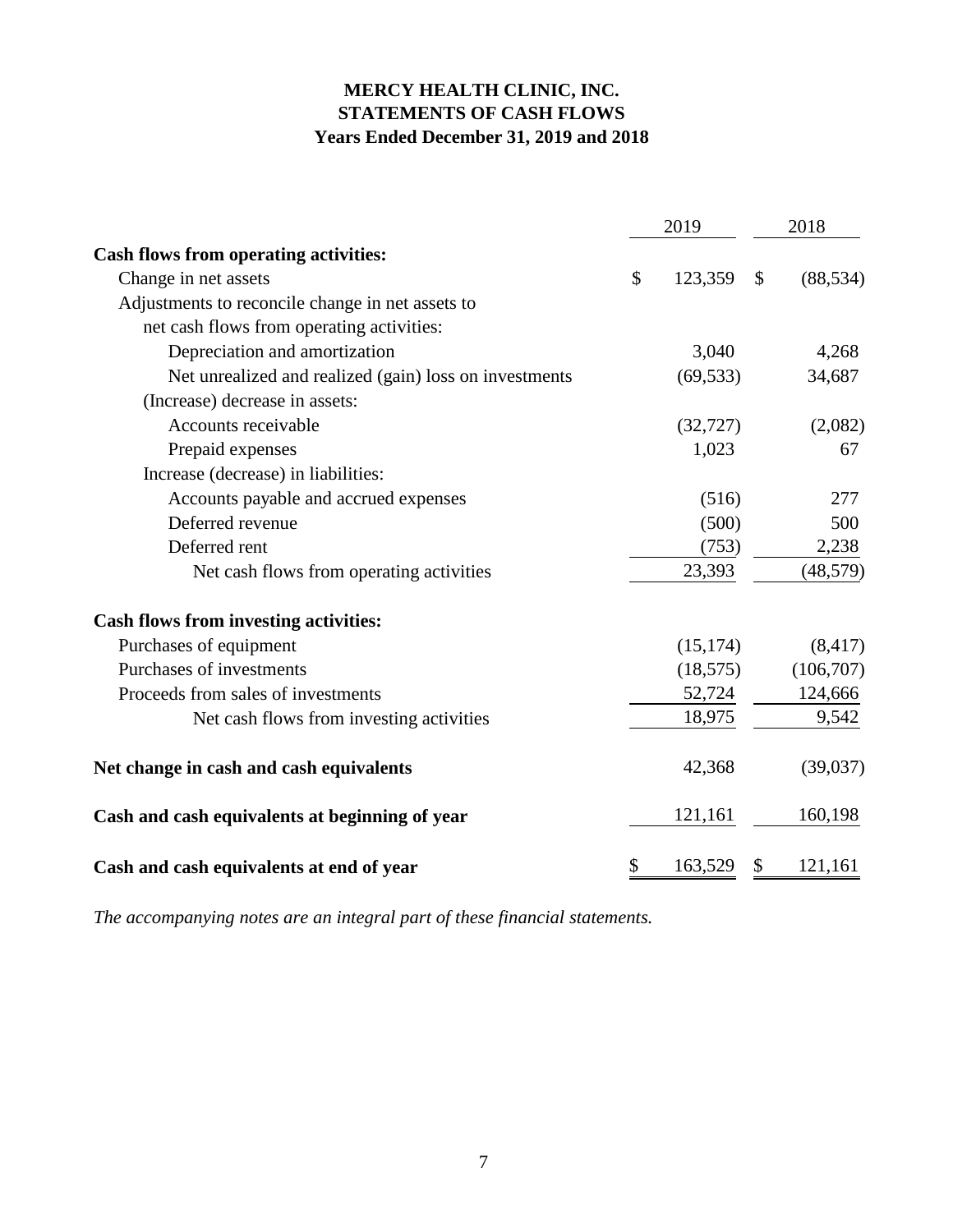# MERCY HEALTH CLINIC, INC.
## STATEMENTS OF CASH FLOWS
### Years Ended December 31, 2019 and 2018

| | 2019 | 2018 |
|---|---|---|
| **Cash flows from operating activities:** | | |
| Change in net assets | $ 123,359 | $ (88,534) |
| Adjustments to reconcile change in net assets to net cash flows from operating activities: | | |
| Depreciation and amortization | 3,040 | 4,268 |
| Net unrealized and realized (gain) loss on investments | (69,533) | 34,687 |
| (Increase) decrease in assets: | | |
| Accounts receivable | (32,727) | (2,082) |
| Prepaid expenses | 1,023 | 67 |
| Increase (decrease) in liabilities: | | |
| Accounts payable and accrued expenses | (516) | 277 |
| Deferred revenue | (500) | 500 |
| Deferred rent | (753) | 2,238 |
| Net cash flows from operating activities | 23,393 | (48,579) |
| **Cash flows from investing activities:** | | |
| Purchases of equipment | (15,174) | (8,417) |
| Purchases of investments | (18,575) | (106,707) |
| Proceeds from sales of investments | 52,724 | 124,666 |
| Net cash flows from investing activities | 18,975 | 9,542 |
| **Net change in cash and cash equivalents** | 42,368 | (39,037) |
| **Cash and cash equivalents at beginning of year** | 121,161 | 160,198 |
| **Cash and cash equivalents at end of year** | $ 163,529 | $ 121,161 |

*The accompanying notes are an integral part of these financial statements.*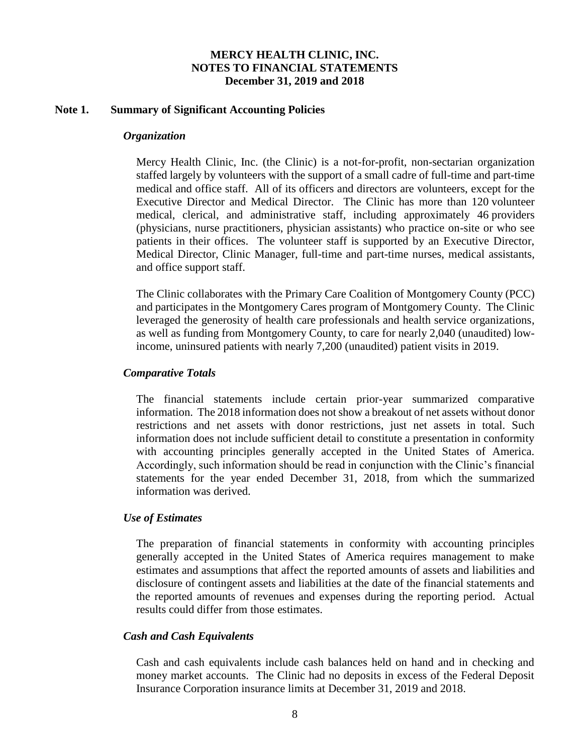# MERCY HEALTH CLINIC, INC.
## NOTES TO FINANCIAL STATEMENTS
### December 31, 2019 and 2018

## Note 1. Summary of Significant Accounting Policies

***Organization***

Mercy Health Clinic, Inc. (the Clinic) is a not-for-profit, non-sectarian organization staffed largely by volunteers with the support of a small cadre of full-time and part-time medical and office staff. All of its officers and directors are volunteers, except for the Executive Director and Medical Director. The Clinic has more than 120 volunteer medical, clerical, and administrative staff, including approximately 46 providers (physicians, nurse practitioners, physician assistants) who practice on-site or who see patients in their offices. The volunteer staff is supported by an Executive Director, Medical Director, Clinic Manager, full-time and part-time nurses, medical assistants, and office support staff.

The Clinic collaborates with the Primary Care Coalition of Montgomery County (PCC) and participates in the Montgomery Cares program of Montgomery County. The Clinic leveraged the generosity of health care professionals and health service organizations, as well as funding from Montgomery County, to care for nearly 2,040 (unaudited) low-income, uninsured patients with nearly 7,200 (unaudited) patient visits in 2019.

***Comparative Totals***

The financial statements include certain prior-year summarized comparative information. The 2018 information does not show a breakout of net assets without donor restrictions and net assets with donor restrictions, just net assets in total. Such information does not include sufficient detail to constitute a presentation in conformity with accounting principles generally accepted in the United States of America. Accordingly, such information should be read in conjunction with the Clinic's financial statements for the year ended December 31, 2018, from which the summarized information was derived.

***Use of Estimates***

The preparation of financial statements in conformity with accounting principles generally accepted in the United States of America requires management to make estimates and assumptions that affect the reported amounts of assets and liabilities and disclosure of contingent assets and liabilities at the date of the financial statements and the reported amounts of revenues and expenses during the reporting period. Actual results could differ from those estimates.

***Cash and Cash Equivalents***

Cash and cash equivalents include cash balances held on hand and in checking and money market accounts. The Clinic had no deposits in excess of the Federal Deposit Insurance Corporation insurance limits at December 31, 2019 and 2018.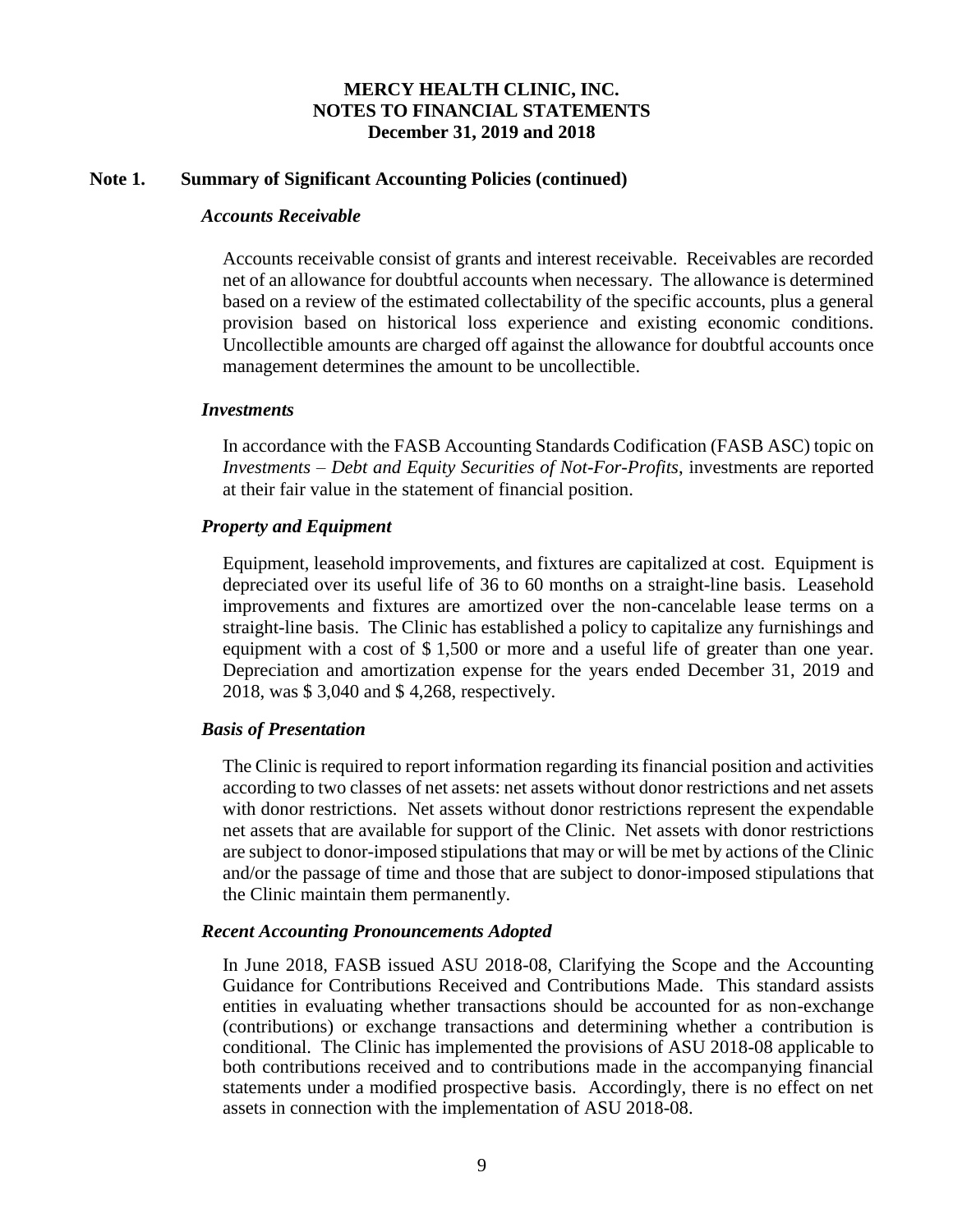## Note 1. Summary of Significant Accounting Policies (continued)

### *Accounts Receivable*

Accounts receivable consist of grants and interest receivable. Receivables are recorded net of an allowance for doubtful accounts when necessary. The allowance is determined based on a review of the estimated collectability of the specific accounts, plus a general provision based on historical loss experience and existing economic conditions. Uncollectible amounts are charged off against the allowance for doubtful accounts once management determines the amount to be uncollectible.

### *Investments*

In accordance with the FASB Accounting Standards Codification (FASB ASC) topic on *Investments – Debt and Equity Securities of Not-For-Profits*, investments are reported at their fair value in the statement of financial position.

### *Property and Equipment*

Equipment, leasehold improvements, and fixtures are capitalized at cost. Equipment is depreciated over its useful life of 36 to 60 months on a straight-line basis. Leasehold improvements and fixtures are amortized over the non-cancelable lease terms on a straight-line basis. The Clinic has established a policy to capitalize any furnishings and equipment with a cost of $ 1,500 or more and a useful life of greater than one year. Depreciation and amortization expense for the years ended December 31, 2019 and 2018, was $ 3,040 and $ 4,268, respectively.

### *Basis of Presentation*

The Clinic is required to report information regarding its financial position and activities according to two classes of net assets: net assets without donor restrictions and net assets with donor restrictions. Net assets without donor restrictions represent the expendable net assets that are available for support of the Clinic. Net assets with donor restrictions are subject to donor-imposed stipulations that may or will be met by actions of the Clinic and/or the passage of time and those that are subject to donor-imposed stipulations that the Clinic maintain them permanently.

### *Recent Accounting Pronouncements Adopted*

In June 2018, FASB issued ASU 2018-08, Clarifying the Scope and the Accounting Guidance for Contributions Received and Contributions Made. This standard assists entities in evaluating whether transactions should be accounted for as non-exchange (contributions) or exchange transactions and determining whether a contribution is conditional. The Clinic has implemented the provisions of ASU 2018-08 applicable to both contributions received and to contributions made in the accompanying financial statements under a modified prospective basis. Accordingly, there is no effect on net assets in connection with the implementation of ASU 2018-08.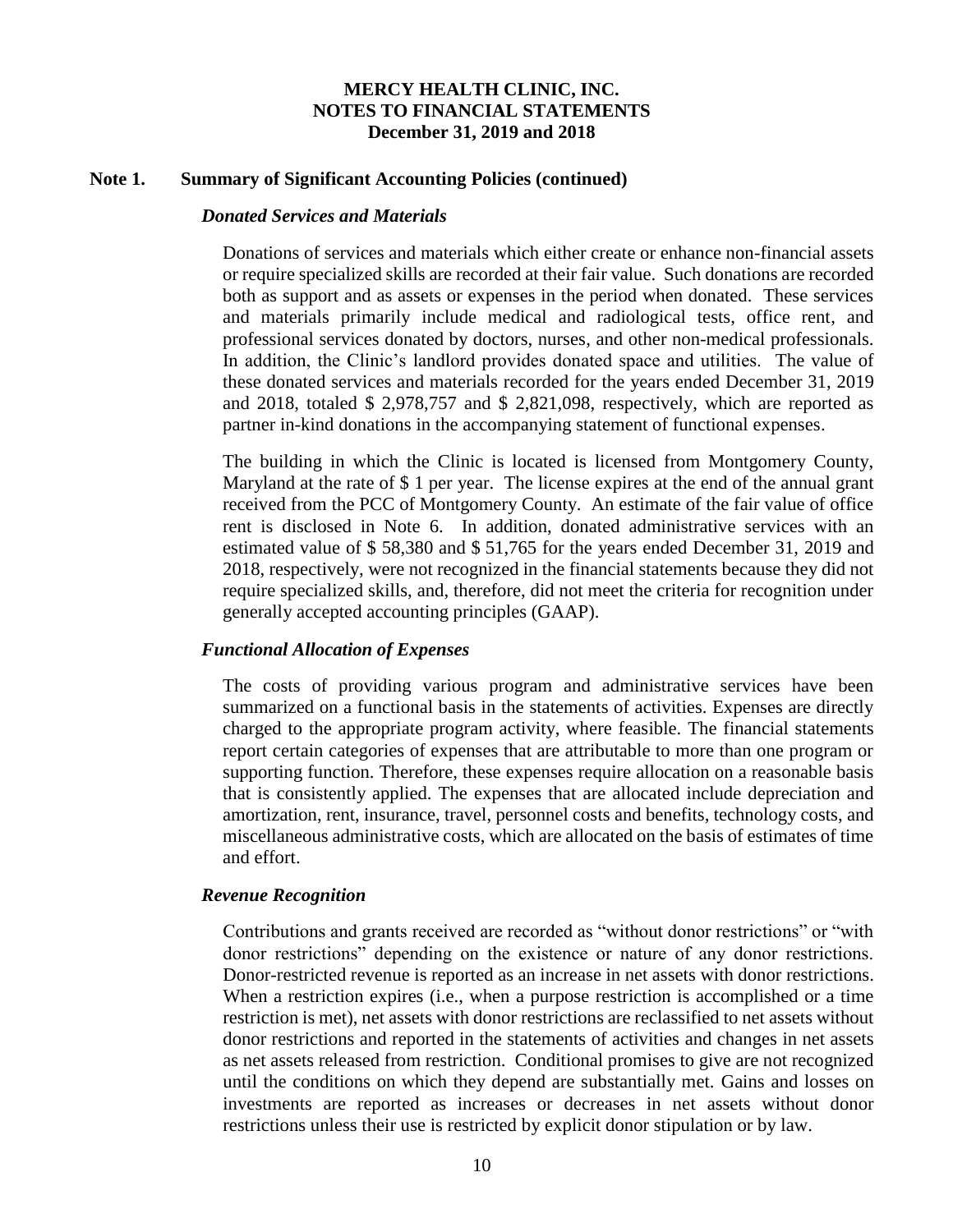# MERCY HEALTH CLINIC, INC.
# NOTES TO FINANCIAL STATEMENTS
# December 31, 2019 and 2018

## Note 1. Summary of Significant Accounting Policies (continued)

### *Donated Services and Materials*

Donations of services and materials which either create or enhance non-financial assets or require specialized skills are recorded at their fair value. Such donations are recorded both as support and as assets or expenses in the period when donated. These services and materials primarily include medical and radiological tests, office rent, and professional services donated by doctors, nurses, and other non-medical professionals. In addition, the Clinic's landlord provides donated space and utilities. The value of these donated services and materials recorded for the years ended December 31, 2019 and 2018, totaled \$ 2,978,757 and \$ 2,821,098, respectively, which are reported as partner in-kind donations in the accompanying statement of functional expenses.

The building in which the Clinic is located is licensed from Montgomery County, Maryland at the rate of \$ 1 per year. The license expires at the end of the annual grant received from the PCC of Montgomery County. An estimate of the fair value of office rent is disclosed in Note 6. In addition, donated administrative services with an estimated value of \$ 58,380 and \$ 51,765 for the years ended December 31, 2019 and 2018, respectively, were not recognized in the financial statements because they did not require specialized skills, and, therefore, did not meet the criteria for recognition under generally accepted accounting principles (GAAP).

### *Functional Allocation of Expenses*

The costs of providing various program and administrative services have been summarized on a functional basis in the statements of activities. Expenses are directly charged to the appropriate program activity, where feasible. The financial statements report certain categories of expenses that are attributable to more than one program or supporting function. Therefore, these expenses require allocation on a reasonable basis that is consistently applied. The expenses that are allocated include depreciation and amortization, rent, insurance, travel, personnel costs and benefits, technology costs, and miscellaneous administrative costs, which are allocated on the basis of estimates of time and effort.

### *Revenue Recognition*

Contributions and grants received are recorded as "without donor restrictions" or "with donor restrictions" depending on the existence or nature of any donor restrictions. Donor-restricted revenue is reported as an increase in net assets with donor restrictions. When a restriction expires (i.e., when a purpose restriction is accomplished or a time restriction is met), net assets with donor restrictions are reclassified to net assets without donor restrictions and reported in the statements of activities and changes in net assets as net assets released from restriction. Conditional promises to give are not recognized until the conditions on which they depend are substantially met. Gains and losses on investments are reported as increases or decreases in net assets without donor restrictions unless their use is restricted by explicit donor stipulation or by law.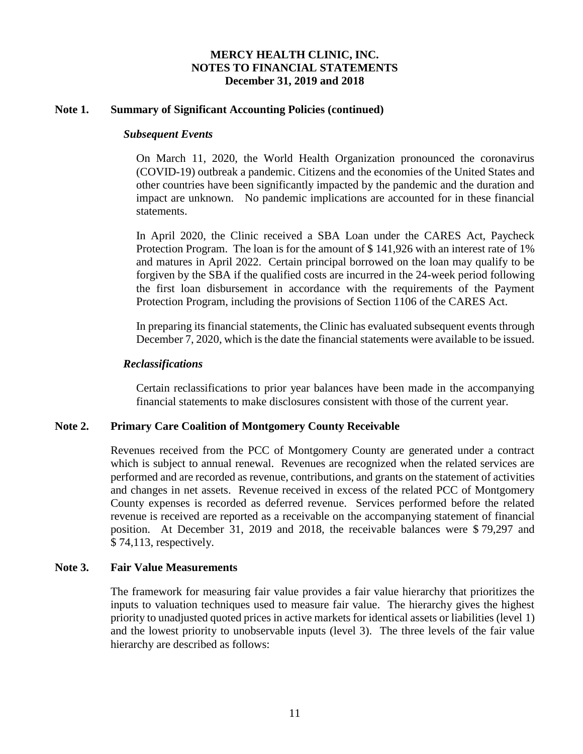**MERCY HEALTH CLINIC, INC.**
**NOTES TO FINANCIAL STATEMENTS**
**December 31, 2019 and 2018**

## Note 1. Summary of Significant Accounting Policies (continued)

### *Subsequent Events*

On March 11, 2020, the World Health Organization pronounced the coronavirus (COVID-19) outbreak a pandemic. Citizens and the economies of the United States and other countries have been significantly impacted by the pandemic and the duration and impact are unknown. No pandemic implications are accounted for in these financial statements.

In April 2020, the Clinic received a SBA Loan under the CARES Act, Paycheck Protection Program. The loan is for the amount of $ 141,926 with an interest rate of 1% and matures in April 2022. Certain principal borrowed on the loan may qualify to be forgiven by the SBA if the qualified costs are incurred in the 24-week period following the first loan disbursement in accordance with the requirements of the Payment Protection Program, including the provisions of Section 1106 of the CARES Act.

In preparing its financial statements, the Clinic has evaluated subsequent events through December 7, 2020, which is the date the financial statements were available to be issued.

### *Reclassifications*

Certain reclassifications to prior year balances have been made in the accompanying financial statements to make disclosures consistent with those of the current year.

## Note 2. Primary Care Coalition of Montgomery County Receivable

Revenues received from the PCC of Montgomery County are generated under a contract which is subject to annual renewal. Revenues are recognized when the related services are performed and are recorded as revenue, contributions, and grants on the statement of activities and changes in net assets. Revenue received in excess of the related PCC of Montgomery County expenses is recorded as deferred revenue. Services performed before the related revenue is received are reported as a receivable on the accompanying statement of financial position. At December 31, 2019 and 2018, the receivable balances were $ 79,297 and $ 74,113, respectively.

## Note 3. Fair Value Measurements

The framework for measuring fair value provides a fair value hierarchy that prioritizes the inputs to valuation techniques used to measure fair value. The hierarchy gives the highest priority to unadjusted quoted prices in active markets for identical assets or liabilities (level 1) and the lowest priority to unobservable inputs (level 3). The three levels of the fair value hierarchy are described as follows: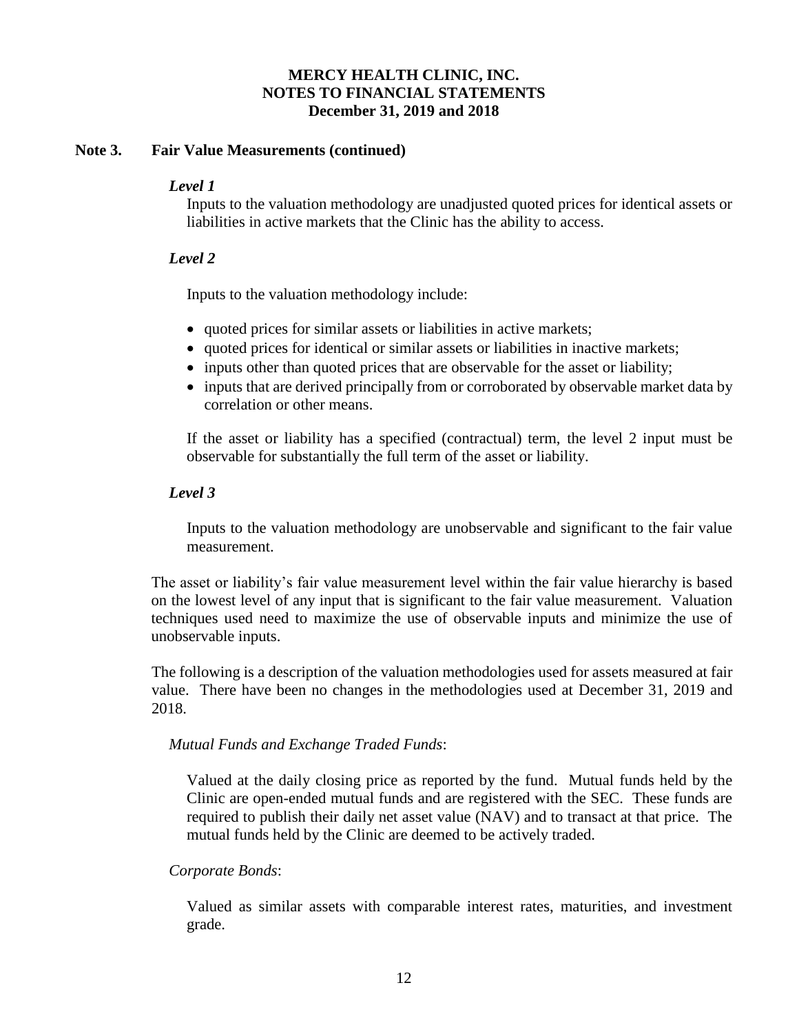## Note 3. Fair Value Measurements (continued)

### *Level 1*

Inputs to the valuation methodology are unadjusted quoted prices for identical assets or liabilities in active markets that the Clinic has the ability to access.

### *Level 2*

Inputs to the valuation methodology include:

- quoted prices for similar assets or liabilities in active markets;
- quoted prices for identical or similar assets or liabilities in inactive markets;
- inputs other than quoted prices that are observable for the asset or liability;
- inputs that are derived principally from or corroborated by observable market data by correlation or other means.

If the asset or liability has a specified (contractual) term, the level 2 input must be observable for substantially the full term of the asset or liability.

### *Level 3*

Inputs to the valuation methodology are unobservable and significant to the fair value measurement.

The asset or liability's fair value measurement level within the fair value hierarchy is based on the lowest level of any input that is significant to the fair value measurement. Valuation techniques used need to maximize the use of observable inputs and minimize the use of unobservable inputs.

The following is a description of the valuation methodologies used for assets measured at fair value. There have been no changes in the methodologies used at December 31, 2019 and 2018.

*Mutual Funds and Exchange Traded Funds*:

Valued at the daily closing price as reported by the fund. Mutual funds held by the Clinic are open-ended mutual funds and are registered with the SEC. These funds are required to publish their daily net asset value (NAV) and to transact at that price. The mutual funds held by the Clinic are deemed to be actively traded.

*Corporate Bonds*:

Valued as similar assets with comparable interest rates, maturities, and investment grade.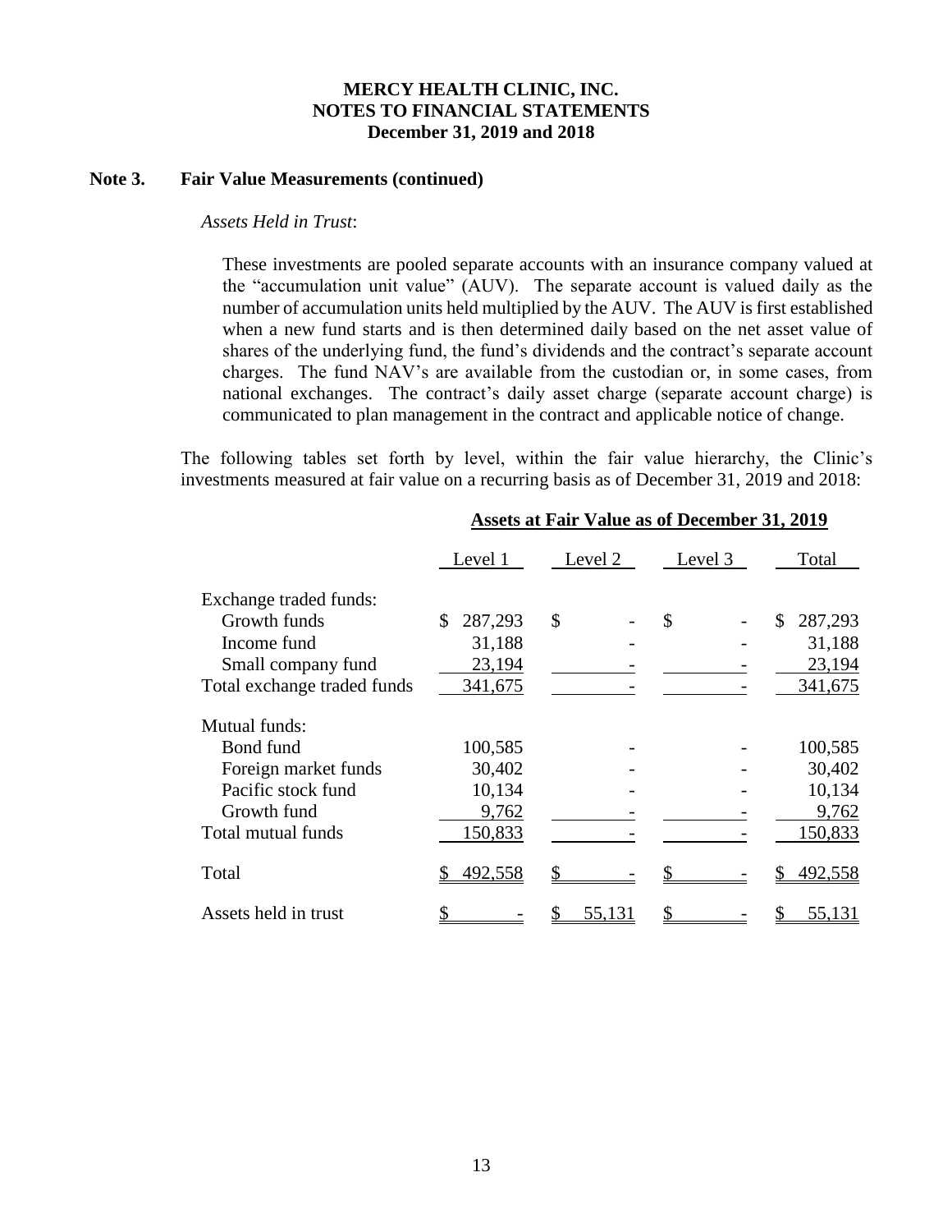**MERCY HEALTH CLINIC, INC.**
**NOTES TO FINANCIAL STATEMENTS**
**December 31, 2019 and 2018**

## Note 3. Fair Value Measurements (continued)

*Assets Held in Trust*:

These investments are pooled separate accounts with an insurance company valued at the "accumulation unit value" (AUV). The separate account is valued daily as the number of accumulation units held multiplied by the AUV. The AUV is first established when a new fund starts and is then determined daily based on the net asset value of shares of the underlying fund, the fund's dividends and the contract's separate account charges. The fund NAV's are available from the custodian or, in some cases, from national exchanges. The contract's daily asset charge (separate account charge) is communicated to plan management in the contract and applicable notice of change.

The following tables set forth by level, within the fair value hierarchy, the Clinic's investments measured at fair value on a recurring basis as of December 31, 2019 and 2018:

| | **Assets at Fair Value as of December 31, 2019** | | | |
|---|---|---|---|---|
| | Level 1 | Level 2 | Level 3 | Total |
| Exchange traded funds: | | | | |
| Growth funds | $ 287,293 | $ - | $ - | $ 287,293 |
| Income fund | 31,188 | - | - | 31,188 |
| Small company fund | 23,194 | - | - | 23,194 |
| Total exchange traded funds | 341,675 | - | - | 341,675 |
| Mutual funds: | | | | |
| Bond fund | 100,585 | - | - | 100,585 |
| Foreign market funds | 30,402 | - | - | 30,402 |
| Pacific stock fund | 10,134 | - | - | 10,134 |
| Growth fund | 9,762 | - | - | 9,762 |
| Total mutual funds | 150,833 | - | - | 150,833 |
| Total | $ 492,558 | $ - | $ - | $ 492,558 |
| Assets held in trust | $ - | $ 55,131 | $ - | $ 55,131 |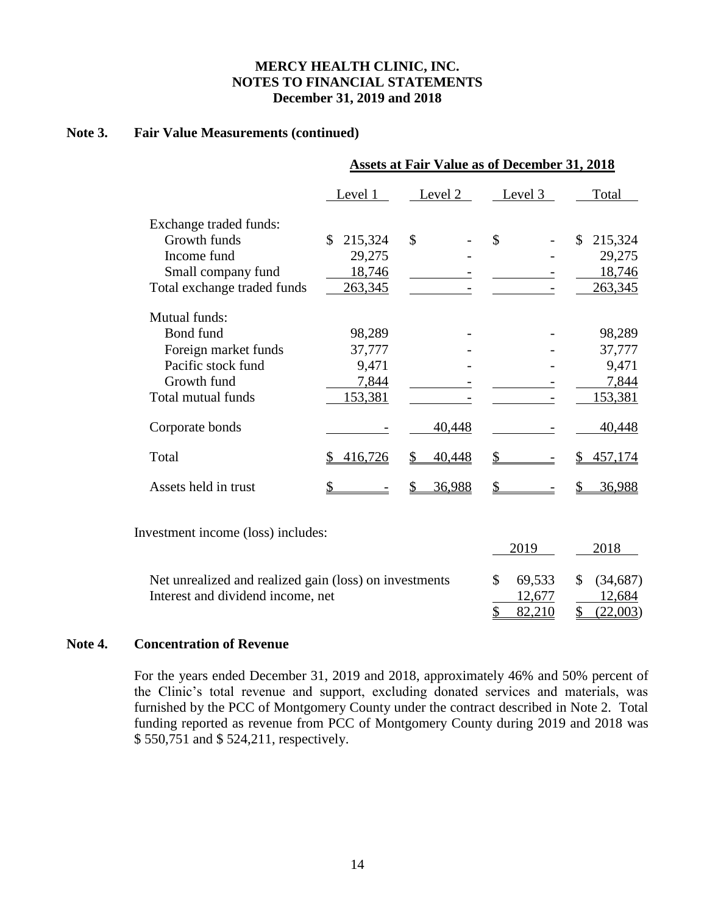**MERCY HEALTH CLINIC, INC.**
**NOTES TO FINANCIAL STATEMENTS**
**December 31, 2019 and 2018**

## Note 3. Fair Value Measurements (continued)

| | Assets at Fair Value as of December 31, 2018 | | | |
|---|---|---|---|---|
| | Level 1 | Level 2 | Level 3 | Total |
| Exchange traded funds: | | | | |
| Growth funds | $ 215,324 | $ - | $ - | $ 215,324 |
| Income fund | 29,275 | - | - | 29,275 |
| Small company fund | 18,746 | - | - | 18,746 |
| Total exchange traded funds | 263,345 | - | - | 263,345 |
| Mutual funds: | | | | |
| Bond fund | 98,289 | - | - | 98,289 |
| Foreign market funds | 37,777 | - | - | 37,777 |
| Pacific stock fund | 9,471 | - | - | 9,471 |
| Growth fund | 7,844 | - | - | 7,844 |
| Total mutual funds | 153,381 | - | - | 153,381 |
| Corporate bonds | - | 40,448 | - | 40,448 |
| Total | $ 416,726 | $ 40,448 | $ - | $ 457,174 |
| Assets held in trust | $ - | $ 36,988 | $ - | $ 36,988 |

Investment income (loss) includes:

| | 2019 | 2018 |
|---|---|---|
| Net unrealized and realized gain (loss) on investments | $ 69,533 | $ (34,687) |
| Interest and dividend income, net | 12,677 | 12,684 |
| | $ 82,210 | $ (22,003) |

## Note 4. Concentration of Revenue

For the years ended December 31, 2019 and 2018, approximately 46% and 50% percent of the Clinic's total revenue and support, excluding donated services and materials, was furnished by the PCC of Montgomery County under the contract described in Note 2. Total funding reported as revenue from PCC of Montgomery County during 2019 and 2018 was $ 550,751 and $ 524,211, respectively.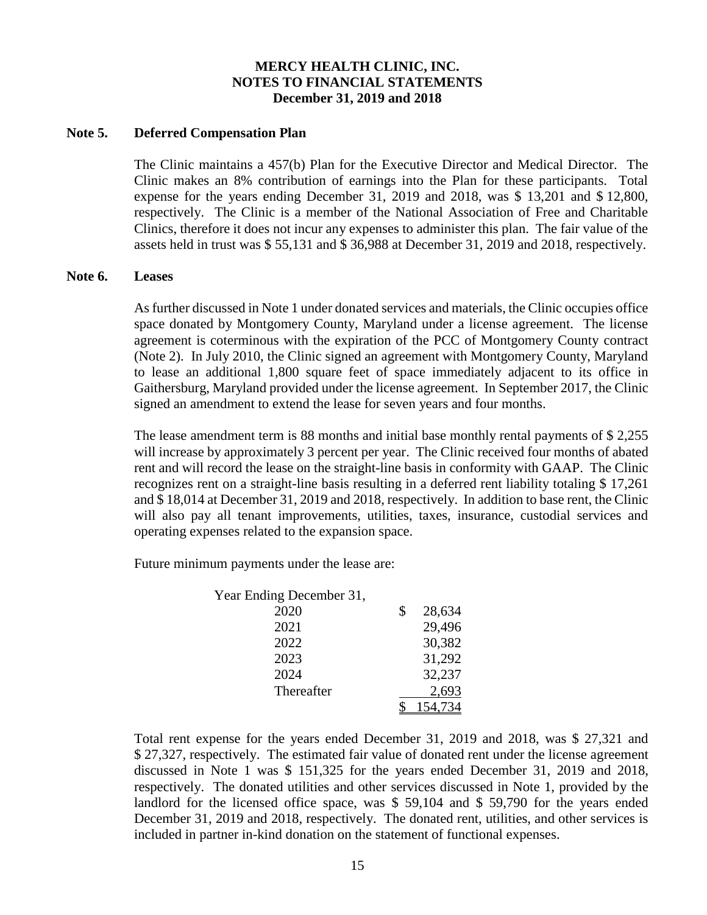# MERCY HEALTH CLINIC, INC.
## NOTES TO FINANCIAL STATEMENTS
### December 31, 2019 and 2018

**Note 5. Deferred Compensation Plan**

The Clinic maintains a 457(b) Plan for the Executive Director and Medical Director. The Clinic makes an 8% contribution of earnings into the Plan for these participants. Total expense for the years ending December 31, 2019 and 2018, was \$ 13,201 and \$ 12,800, respectively. The Clinic is a member of the National Association of Free and Charitable Clinics, therefore it does not incur any expenses to administer this plan. The fair value of the assets held in trust was \$ 55,131 and \$ 36,988 at December 31, 2019 and 2018, respectively.

**Note 6. Leases**

As further discussed in Note 1 under donated services and materials, the Clinic occupies office space donated by Montgomery County, Maryland under a license agreement. The license agreement is coterminous with the expiration of the PCC of Montgomery County contract (Note 2). In July 2010, the Clinic signed an agreement with Montgomery County, Maryland to lease an additional 1,800 square feet of space immediately adjacent to its office in Gaithersburg, Maryland provided under the license agreement. In September 2017, the Clinic signed an amendment to extend the lease for seven years and four months.

The lease amendment term is 88 months and initial base monthly rental payments of \$ 2,255 will increase by approximately 3 percent per year. The Clinic received four months of abated rent and will record the lease on the straight-line basis in conformity with GAAP. The Clinic recognizes rent on a straight-line basis resulting in a deferred rent liability totaling \$ 17,261 and \$ 18,014 at December 31, 2019 and 2018, respectively. In addition to base rent, the Clinic will also pay all tenant improvements, utilities, taxes, insurance, custodial services and operating expenses related to the expansion space.

Future minimum payments under the lease are:

| Year Ending December 31, | |
|---|---|
| 2020 | \$ 28,634 |
| 2021 | 29,496 |
| 2022 | 30,382 |
| 2023 | 31,292 |
| 2024 | 32,237 |
| Thereafter | 2,693 |
| | \$ 154,734 |

Total rent expense for the years ended December 31, 2019 and 2018, was \$ 27,321 and \$ 27,327, respectively. The estimated fair value of donated rent under the license agreement discussed in Note 1 was \$ 151,325 for the years ended December 31, 2019 and 2018, respectively. The donated utilities and other services discussed in Note 1, provided by the landlord for the licensed office space, was \$ 59,104 and \$ 59,790 for the years ended December 31, 2019 and 2018, respectively. The donated rent, utilities, and other services is included in partner in-kind donation on the statement of functional expenses.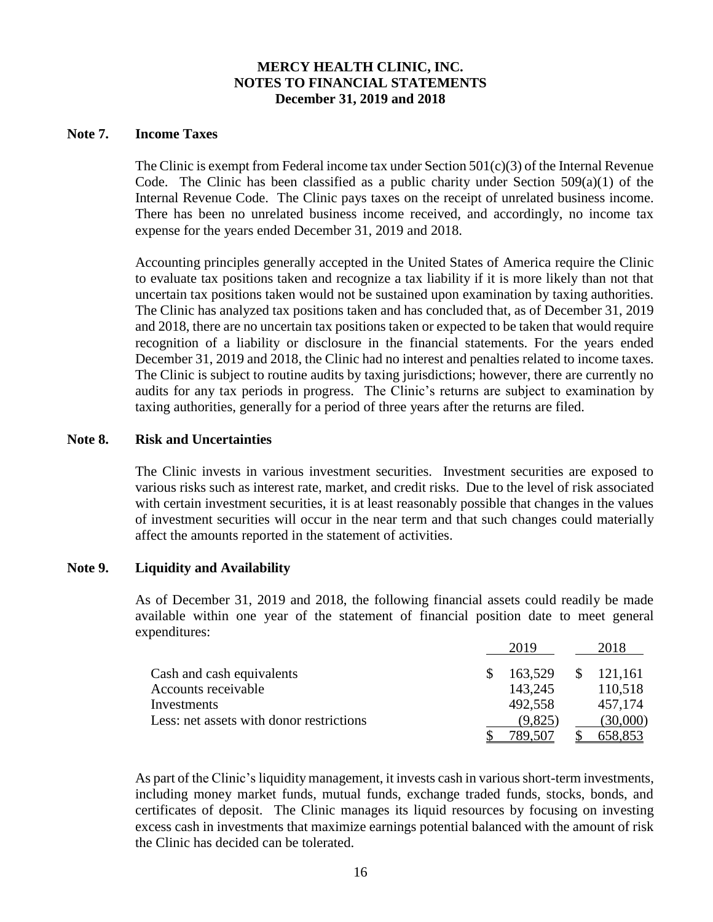# MERCY HEALTH CLINIC, INC.
## NOTES TO FINANCIAL STATEMENTS
### December 31, 2019 and 2018

**Note 7. Income Taxes**

The Clinic is exempt from Federal income tax under Section 501(c)(3) of the Internal Revenue Code. The Clinic has been classified as a public charity under Section 509(a)(1) of the Internal Revenue Code. The Clinic pays taxes on the receipt of unrelated business income. There has been no unrelated business income received, and accordingly, no income tax expense for the years ended December 31, 2019 and 2018.

Accounting principles generally accepted in the United States of America require the Clinic to evaluate tax positions taken and recognize a tax liability if it is more likely than not that uncertain tax positions taken would not be sustained upon examination by taxing authorities. The Clinic has analyzed tax positions taken and has concluded that, as of December 31, 2019 and 2018, there are no uncertain tax positions taken or expected to be taken that would require recognition of a liability or disclosure in the financial statements. For the years ended December 31, 2019 and 2018, the Clinic had no interest and penalties related to income taxes. The Clinic is subject to routine audits by taxing jurisdictions; however, there are currently no audits for any tax periods in progress. The Clinic's returns are subject to examination by taxing authorities, generally for a period of three years after the returns are filed.

**Note 8. Risk and Uncertainties**

The Clinic invests in various investment securities. Investment securities are exposed to various risks such as interest rate, market, and credit risks. Due to the level of risk associated with certain investment securities, it is at least reasonably possible that changes in the values of investment securities will occur in the near term and that such changes could materially affect the amounts reported in the statement of activities.

**Note 9. Liquidity and Availability**

As of December 31, 2019 and 2018, the following financial assets could readily be made available within one year of the statement of financial position date to meet general expenditures:

| | 2019 | 2018 |
|---|---|---|
| Cash and cash equivalents | $ 163,529 | $ 121,161 |
| Accounts receivable | 143,245 | 110,518 |
| Investments | 492,558 | 457,174 |
| Less: net assets with donor restrictions | (9,825) | (30,000) |
| | $ 789,507 | $ 658,853 |

As part of the Clinic's liquidity management, it invests cash in various short-term investments, including money market funds, mutual funds, exchange traded funds, stocks, bonds, and certificates of deposit. The Clinic manages its liquid resources by focusing on investing excess cash in investments that maximize earnings potential balanced with the amount of risk the Clinic has decided can be tolerated.